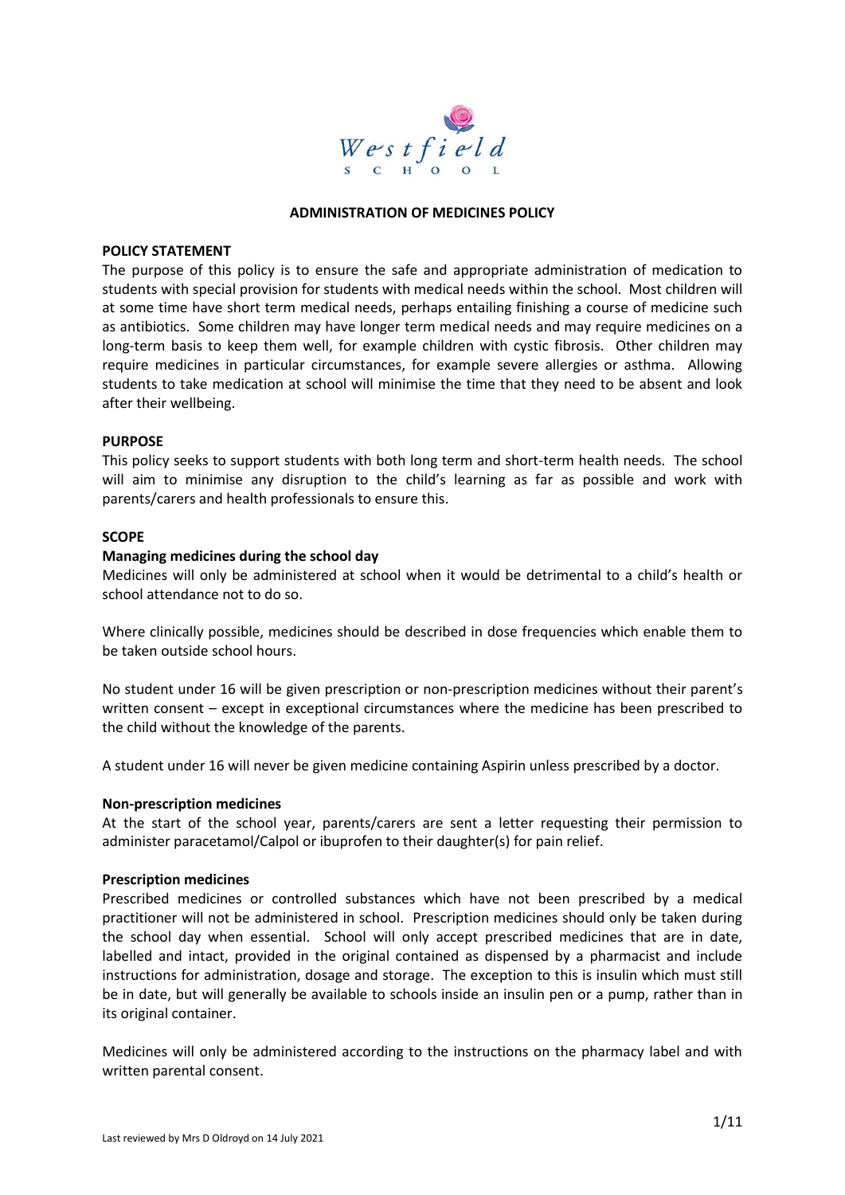Westfield School

# ADMINISTRATION OF MEDICINES POLICY

## POLICY STATEMENT

The purpose of this policy is to ensure the safe and appropriate administration of medication to students with special provision for students with medical needs within the school. Most children will at some time have short term medical needs, perhaps entailing finishing a course of medicine such as antibiotics. Some children may have longer term medical needs and may require medicines on a long-term basis to keep them well, for example children with cystic fibrosis. Other children may require medicines in particular circumstances, for example severe allergies or asthma. Allowing students to take medication at school will minimise the time that they need to be absent and look after their wellbeing.

## PURPOSE

This policy seeks to support students with both long term and short-term health needs. The school will aim to minimise any disruption to the child's learning as far as possible and work with parents/carers and health professionals to ensure this.

## SCOPE

### Managing medicines during the school day

Medicines will only be administered at school when it would be detrimental to a child's health or school attendance not to do so.

Where clinically possible, medicines should be described in dose frequencies which enable them to be taken outside school hours.

No student under 16 will be given prescription or non-prescription medicines without their parent's written consent – except in exceptional circumstances where the medicine has been prescribed to the child without the knowledge of the parents.

A student under 16 will never be given medicine containing Aspirin unless prescribed by a doctor.

### Non-prescription medicines

At the start of the school year, parents/carers are sent a letter requesting their permission to administer paracetamol/Calpol or ibuprofen to their daughter(s) for pain relief.

### Prescription medicines

Prescribed medicines or controlled substances which have not been prescribed by a medical practitioner will not be administered in school. Prescription medicines should only be taken during the school day when essential. School will only accept prescribed medicines that are in date, labelled and intact, provided in the original contained as dispensed by a pharmacist and include instructions for administration, dosage and storage. The exception to this is insulin which must still be in date, but will generally be available to schools inside an insulin pen or a pump, rather than in its original container.

Medicines will only be administered according to the instructions on the pharmacy label and with written parental consent.

Last reviewed by Mrs D Oldroyd on 14 July 2021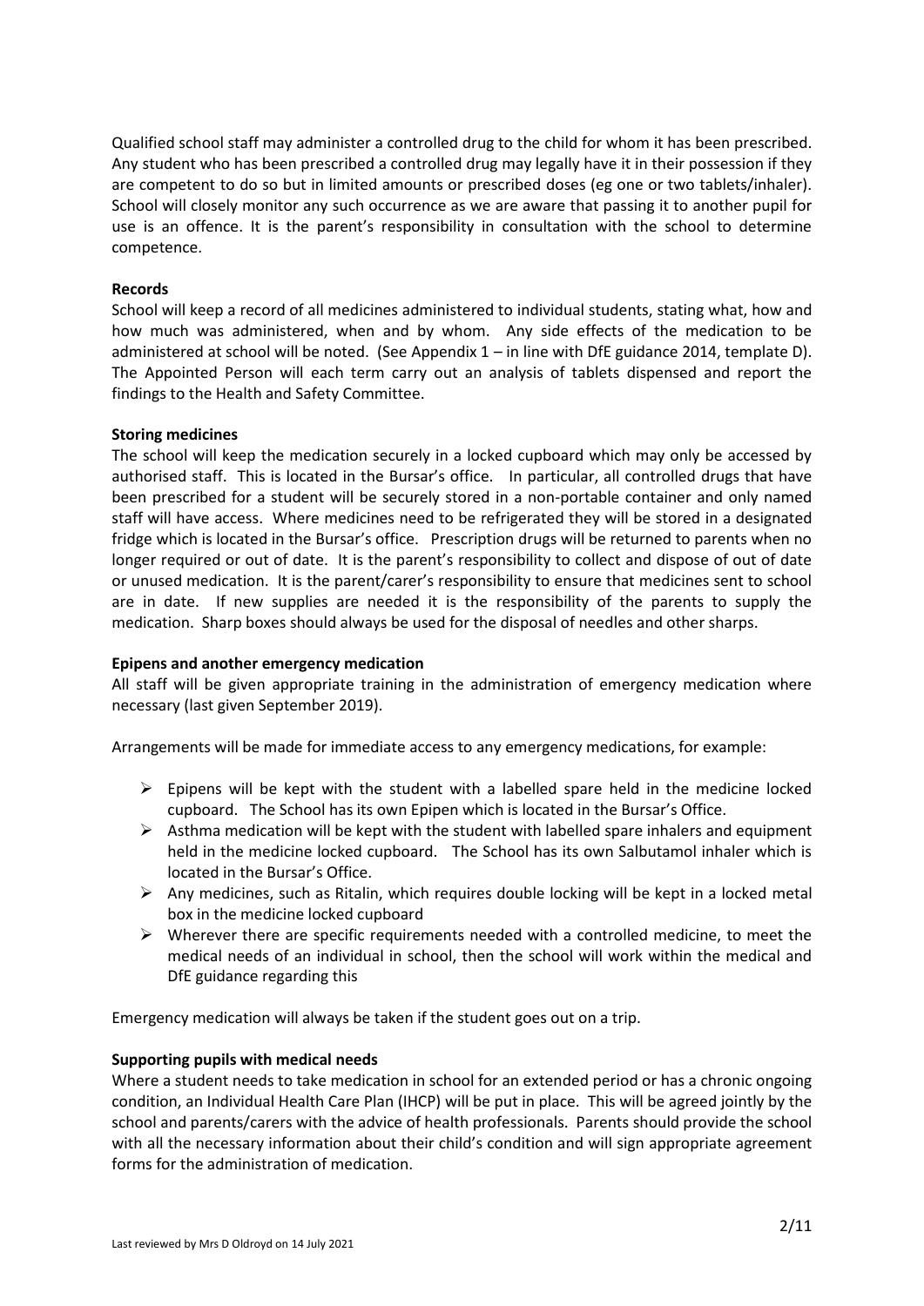Qualified school staff may administer a controlled drug to the child for whom it has been prescribed. Any student who has been prescribed a controlled drug may legally have it in their possession if they are competent to do so but in limited amounts or prescribed doses (eg one or two tablets/inhaler). School will closely monitor any such occurrence as we are aware that passing it to another pupil for use is an offence. It is the parent's responsibility in consultation with the school to determine competence.

**Records**

School will keep a record of all medicines administered to individual students, stating what, how and how much was administered, when and by whom. Any side effects of the medication to be administered at school will be noted. (See Appendix 1 – in line with DfE guidance 2014, template D). The Appointed Person will each term carry out an analysis of tablets dispensed and report the findings to the Health and Safety Committee.

**Storing medicines**

The school will keep the medication securely in a locked cupboard which may only be accessed by authorised staff. This is located in the Bursar's office. In particular, all controlled drugs that have been prescribed for a student will be securely stored in a non-portable container and only named staff will have access. Where medicines need to be refrigerated they will be stored in a designated fridge which is located in the Bursar's office. Prescription drugs will be returned to parents when no longer required or out of date. It is the parent's responsibility to collect and dispose of out of date or unused medication. It is the parent/carer's responsibility to ensure that medicines sent to school are in date. If new supplies are needed it is the responsibility of the parents to supply the medication. Sharp boxes should always be used for the disposal of needles and other sharps.

**Epipens and another emergency medication**

All staff will be given appropriate training in the administration of emergency medication where necessary (last given September 2019).

Arrangements will be made for immediate access to any emergency medications, for example:

- Epipens will be kept with the student with a labelled spare held in the medicine locked cupboard. The School has its own Epipen which is located in the Bursar's Office.
- Asthma medication will be kept with the student with labelled spare inhalers and equipment held in the medicine locked cupboard. The School has its own Salbutamol inhaler which is located in the Bursar's Office.
- Any medicines, such as Ritalin, which requires double locking will be kept in a locked metal box in the medicine locked cupboard
- Wherever there are specific requirements needed with a controlled medicine, to meet the medical needs of an individual in school, then the school will work within the medical and DfE guidance regarding this

Emergency medication will always be taken if the student goes out on a trip.

**Supporting pupils with medical needs**

Where a student needs to take medication in school for an extended period or has a chronic ongoing condition, an Individual Health Care Plan (IHCP) will be put in place. This will be agreed jointly by the school and parents/carers with the advice of health professionals. Parents should provide the school with all the necessary information about their child's condition and will sign appropriate agreement forms for the administration of medication.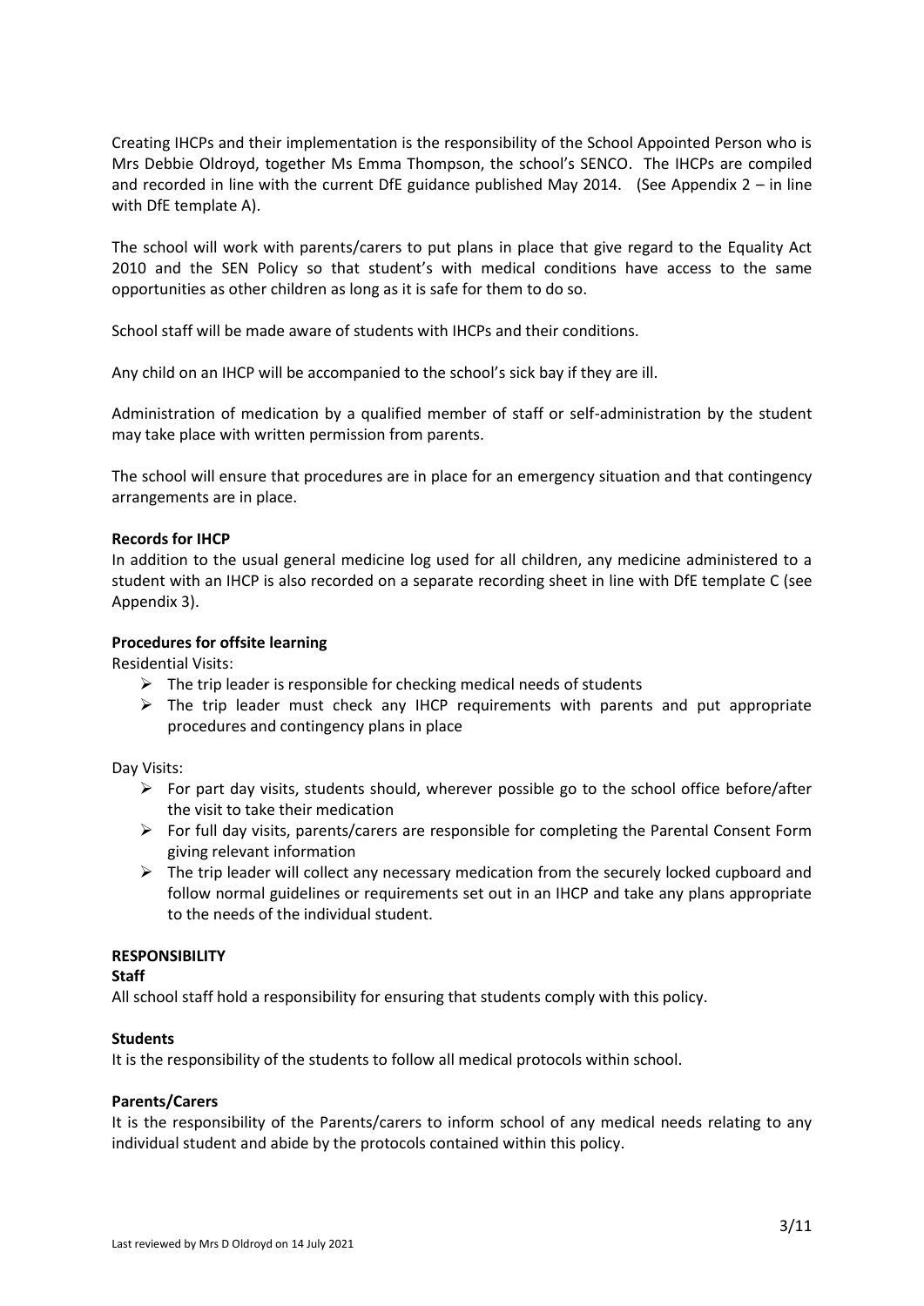Creating IHCPs and their implementation is the responsibility of the School Appointed Person who is Mrs Debbie Oldroyd, together Ms Emma Thompson, the school's SENCO. The IHCPs are compiled and recorded in line with the current DfE guidance published May 2014. (See Appendix 2 – in line with DfE template A).

The school will work with parents/carers to put plans in place that give regard to the Equality Act 2010 and the SEN Policy so that student's with medical conditions have access to the same opportunities as other children as long as it is safe for them to do so.

School staff will be made aware of students with IHCPs and their conditions.

Any child on an IHCP will be accompanied to the school's sick bay if they are ill.

Administration of medication by a qualified member of staff or self-administration by the student may take place with written permission from parents.

The school will ensure that procedures are in place for an emergency situation and that contingency arrangements are in place.

**Records for IHCP**

In addition to the usual general medicine log used for all children, any medicine administered to a student with an IHCP is also recorded on a separate recording sheet in line with DfE template C (see Appendix 3).

**Procedures for offsite learning**

Residential Visits:

- The trip leader is responsible for checking medical needs of students
- The trip leader must check any IHCP requirements with parents and put appropriate procedures and contingency plans in place

Day Visits:

- For part day visits, students should, wherever possible go to the school office before/after the visit to take their medication
- For full day visits, parents/carers are responsible for completing the Parental Consent Form giving relevant information
- The trip leader will collect any necessary medication from the securely locked cupboard and follow normal guidelines or requirements set out in an IHCP and take any plans appropriate to the needs of the individual student.

**RESPONSIBILITY**

**Staff**

All school staff hold a responsibility for ensuring that students comply with this policy.

**Students**

It is the responsibility of the students to follow all medical protocols within school.

**Parents/Carers**

It is the responsibility of the Parents/carers to inform school of any medical needs relating to any individual student and abide by the protocols contained within this policy.

Last reviewed by Mrs D Oldroyd on 14 July 2021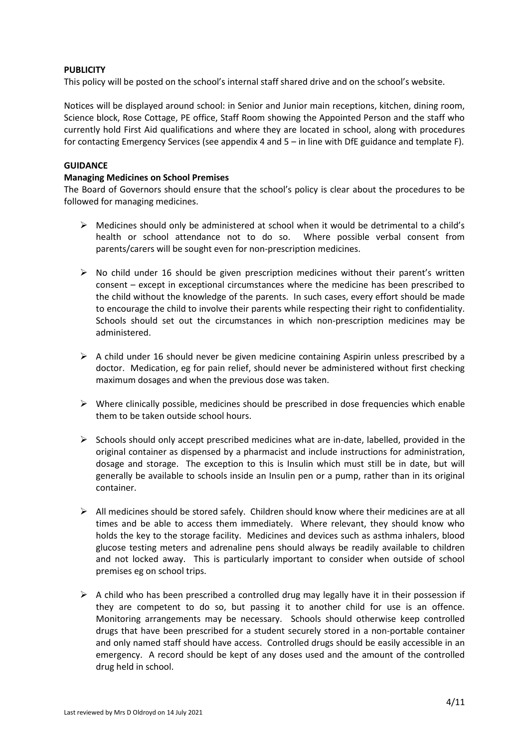**PUBLICITY**

This policy will be posted on the school's internal staff shared drive and on the school's website.

Notices will be displayed around school: in Senior and Junior main receptions, kitchen, dining room, Science block, Rose Cottage, PE office, Staff Room showing the Appointed Person and the staff who currently hold First Aid qualifications and where they are located in school, along with procedures for contacting Emergency Services (see appendix 4 and 5 – in line with DfE guidance and template F).

**GUIDANCE**

**Managing Medicines on School Premises**

The Board of Governors should ensure that the school's policy is clear about the procedures to be followed for managing medicines.

- Medicines should only be administered at school when it would be detrimental to a child's health or school attendance not to do so. Where possible verbal consent from parents/carers will be sought even for non-prescription medicines.
- No child under 16 should be given prescription medicines without their parent's written consent – except in exceptional circumstances where the medicine has been prescribed to the child without the knowledge of the parents. In such cases, every effort should be made to encourage the child to involve their parents while respecting their right to confidentiality. Schools should set out the circumstances in which non-prescription medicines may be administered.
- A child under 16 should never be given medicine containing Aspirin unless prescribed by a doctor. Medication, eg for pain relief, should never be administered without first checking maximum dosages and when the previous dose was taken.
- Where clinically possible, medicines should be prescribed in dose frequencies which enable them to be taken outside school hours.
- Schools should only accept prescribed medicines what are in-date, labelled, provided in the original container as dispensed by a pharmacist and include instructions for administration, dosage and storage. The exception to this is Insulin which must still be in date, but will generally be available to schools inside an Insulin pen or a pump, rather than in its original container.
- All medicines should be stored safely. Children should know where their medicines are at all times and be able to access them immediately. Where relevant, they should know who holds the key to the storage facility. Medicines and devices such as asthma inhalers, blood glucose testing meters and adrenaline pens should always be readily available to children and not locked away. This is particularly important to consider when outside of school premises eg on school trips.
- A child who has been prescribed a controlled drug may legally have it in their possession if they are competent to do so, but passing it to another child for use is an offence. Monitoring arrangements may be necessary. Schools should otherwise keep controlled drugs that have been prescribed for a student securely stored in a non-portable container and only named staff should have access. Controlled drugs should be easily accessible in an emergency. A record should be kept of any doses used and the amount of the controlled drug held in school.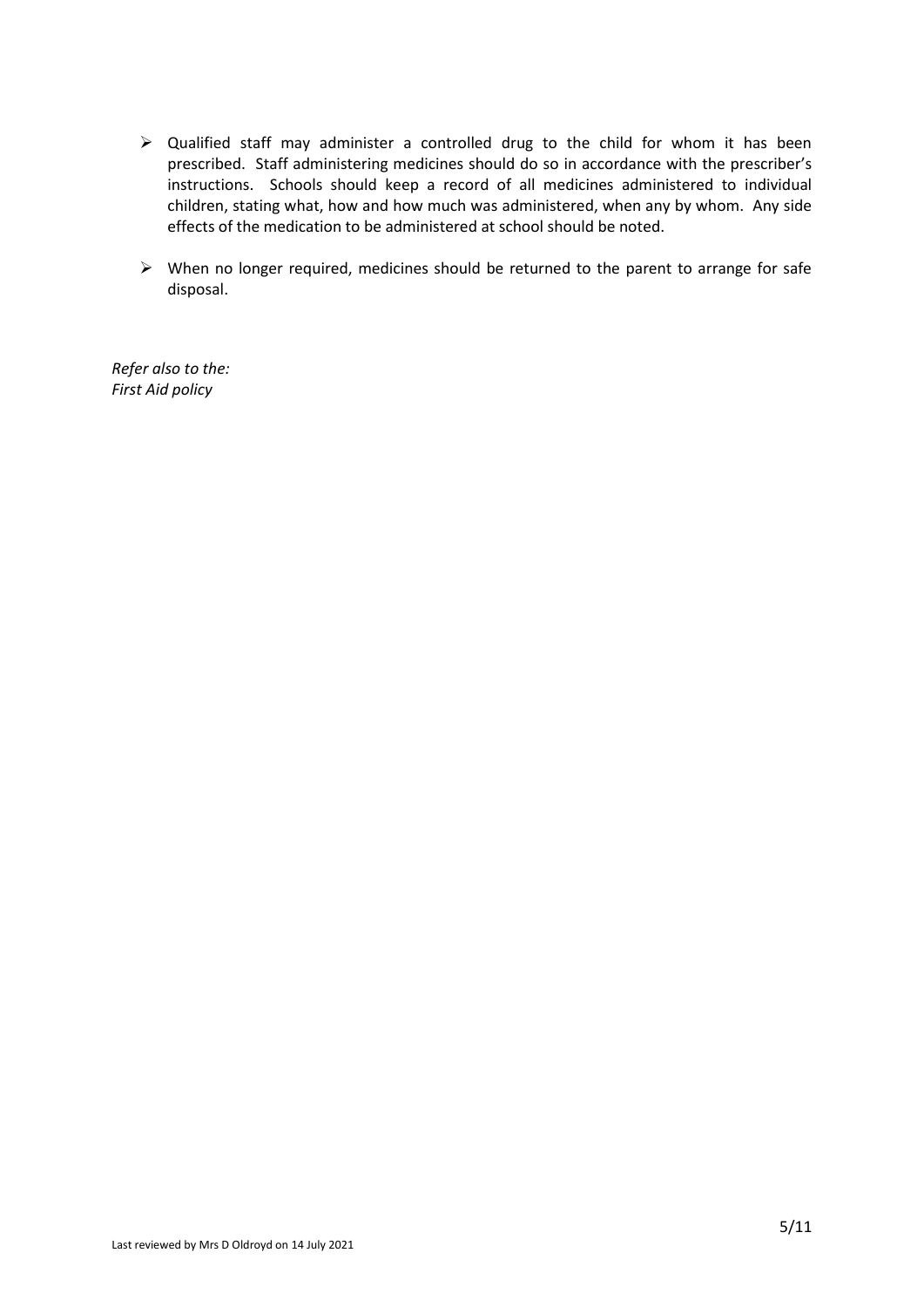- Qualified staff may administer a controlled drug to the child for whom it has been prescribed. Staff administering medicines should do so in accordance with the prescriber's instructions. Schools should keep a record of all medicines administered to individual children, stating what, how and how much was administered, when any by whom. Any side effects of the medication to be administered at school should be noted.

- When no longer required, medicines should be returned to the parent to arrange for safe disposal.

*Refer also to the:*
*First Aid policy*

Last reviewed by Mrs D Oldroyd on 14 July 2021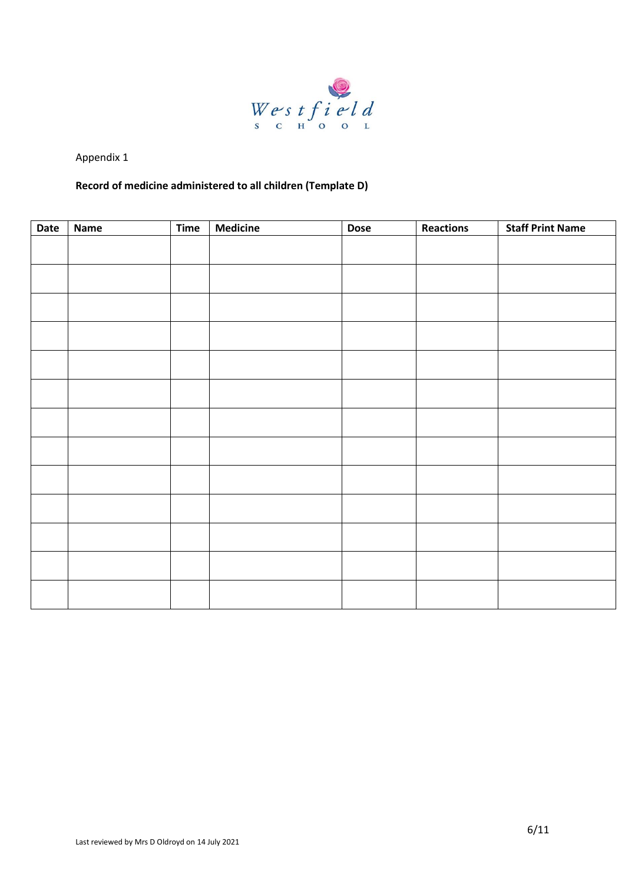Appendix 1

**Record of medicine administered to all children (Template D)**

| Date | Name | Time | Medicine | Dose | Reactions | Staff Print Name |
|---|---|---|---|---|---|---|
| | | | | | | |
| | | | | | | |
| | | | | | | |
| | | | | | | |
| | | | | | | |
| | | | | | | |
| | | | | | | |
| | | | | | | |
| | | | | | | |
| | | | | | | |
| | | | | | | |
| | | | | | | |
| | | | | | | |

Last reviewed by Mrs D Oldroyd on 14 July 2021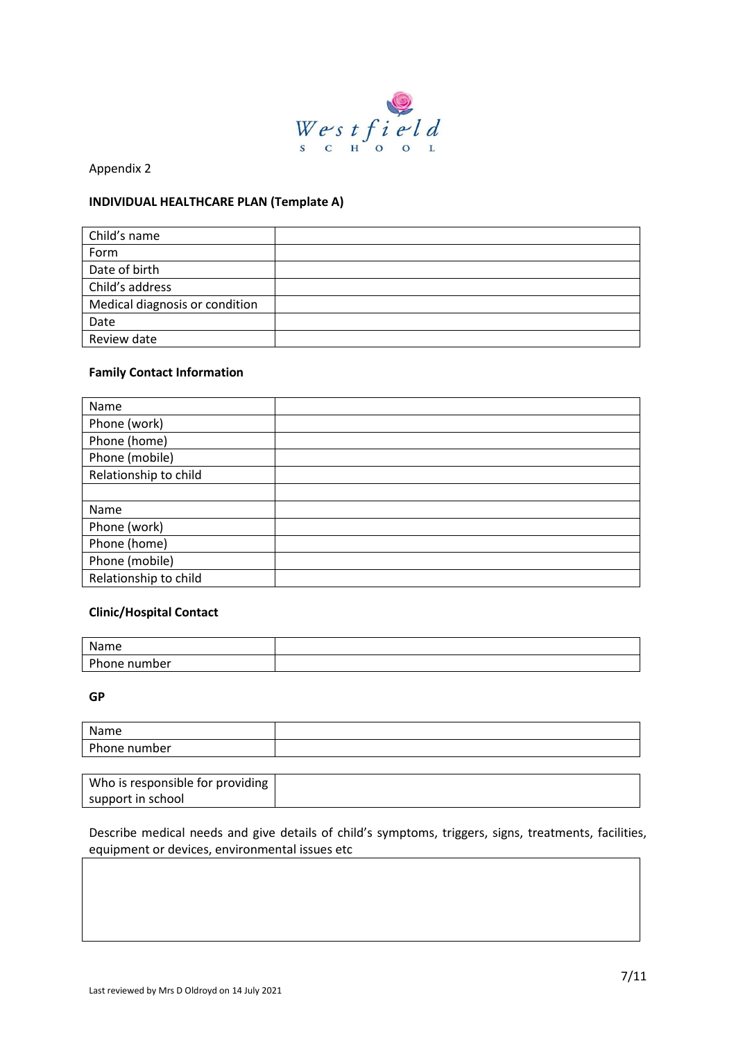Appendix 2

**INDIVIDUAL HEALTHCARE PLAN (Template A)**

| Child's name | |
|---|---|
| Form | |
| Date of birth | |
| Child's address | |
| Medical diagnosis or condition | |
| Date | |
| Review date | |

**Family Contact Information**

| Name | |
|---|---|
| Phone (work) | |
| Phone (home) | |
| Phone (mobile) | |
| Relationship to child | |
| | |
| Name | |
| Phone (work) | |
| Phone (home) | |
| Phone (mobile) | |
| Relationship to child | |

**Clinic/Hospital Contact**

| Name | |
|---|---|
| Phone number | |

**GP**

| Name | |
|---|---|
| Phone number | |

| Who is responsible for providing support in school | |
|---|---|

Describe medical needs and give details of child's symptoms, triggers, signs, treatments, facilities, equipment or devices, environmental issues etc

| |
|---|
| |

Last reviewed by Mrs D Oldroyd on 14 July 2021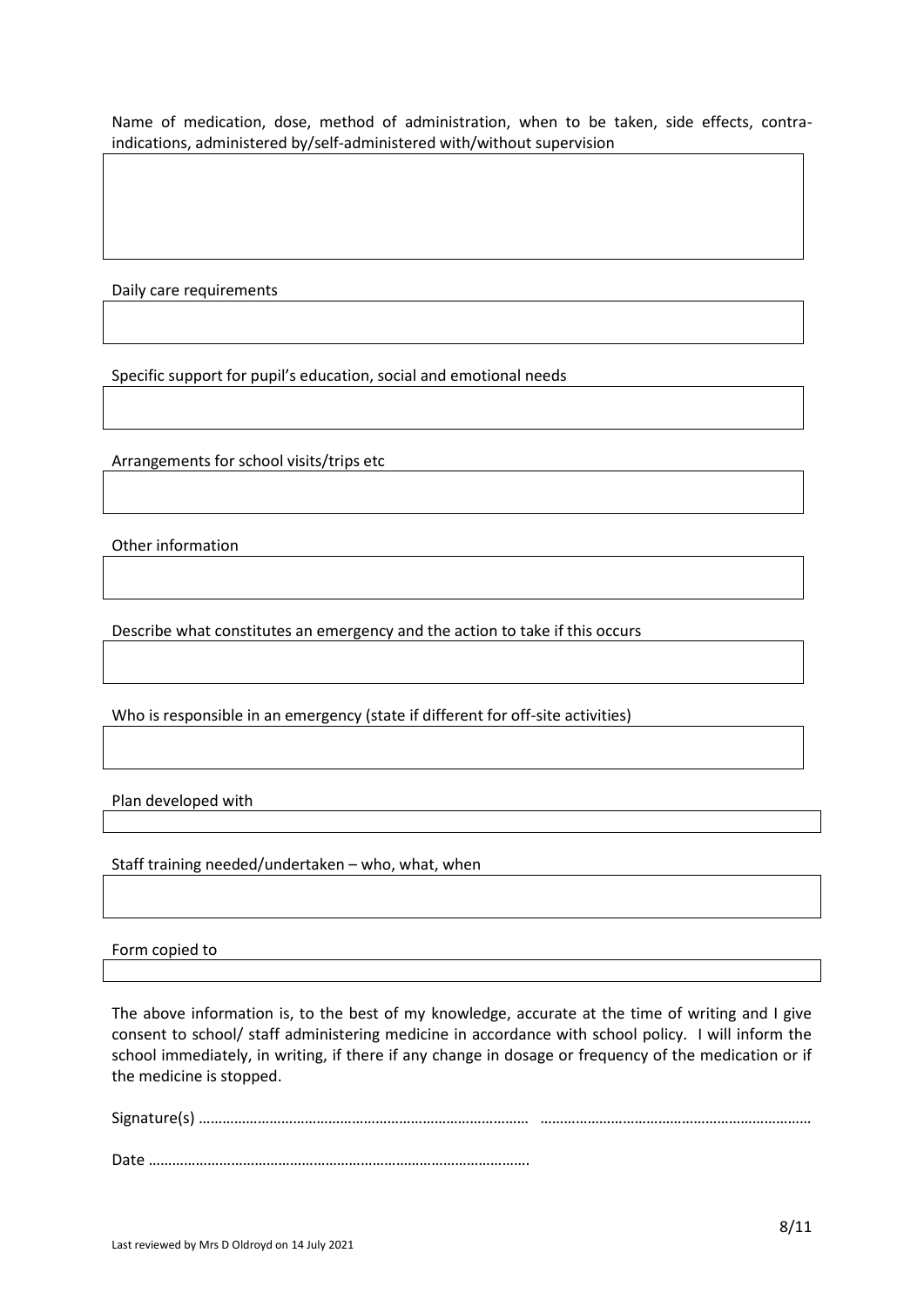Name of medication, dose, method of administration, when to be taken, side effects, contra-indications, administered by/self-administered with/without supervision

| |
|---|
| |

Daily care requirements

| |
|---|
| |

Specific support for pupil's education, social and emotional needs

| |
|---|
| |

Arrangements for school visits/trips etc

| |
|---|
| |

Other information

| |
|---|
| |

Describe what constitutes an emergency and the action to take if this occurs

| |
|---|
| |

Who is responsible in an emergency (state if different for off-site activities)

| |
|---|
| |

Plan developed with

| |
|---|
| |

Staff training needed/undertaken – who, what, when

| |
|---|
| |

Form copied to

| |
|---|
| |

The above information is, to the best of my knowledge, accurate at the time of writing and I give consent to school/ staff administering medicine in accordance with school policy. I will inform the school immediately, in writing, if there if any change in dosage or frequency of the medication or if the medicine is stopped.

Signature(s) ………………………………………………………………………… ……………………………………………………………

Date …………………………………………………………………………………….

Last reviewed by Mrs D Oldroyd on 14 July 2021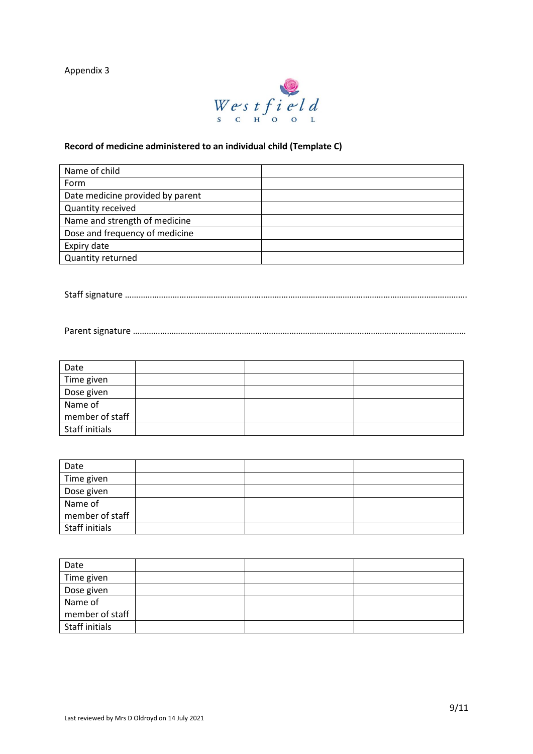Appendix 3

Westfield School

**Record of medicine administered to an individual child (Template C)**

| Name of child | |
|---|---|
| Form | |
| Date medicine provided by parent | |
| Quantity received | |
| Name and strength of medicine | |
| Dose and frequency of medicine | |
| Expiry date | |
| Quantity returned | |

Staff signature ……………………………………………………………………………………………………………………………………

Parent signature ……………………………………………………………………………………………………………………………………

| Date | | | |
|---|---|---|---|
| Time given | | | |
| Dose given | | | |
| Name of member of staff | | | |
| Staff initials | | | |

| Date | | | |
|---|---|---|---|
| Time given | | | |
| Dose given | | | |
| Name of member of staff | | | |
| Staff initials | | | |

| Date | | | |
|---|---|---|---|
| Time given | | | |
| Dose given | | | |
| Name of member of staff | | | |
| Staff initials | | | |

Last reviewed by Mrs D Oldroyd on 14 July 2021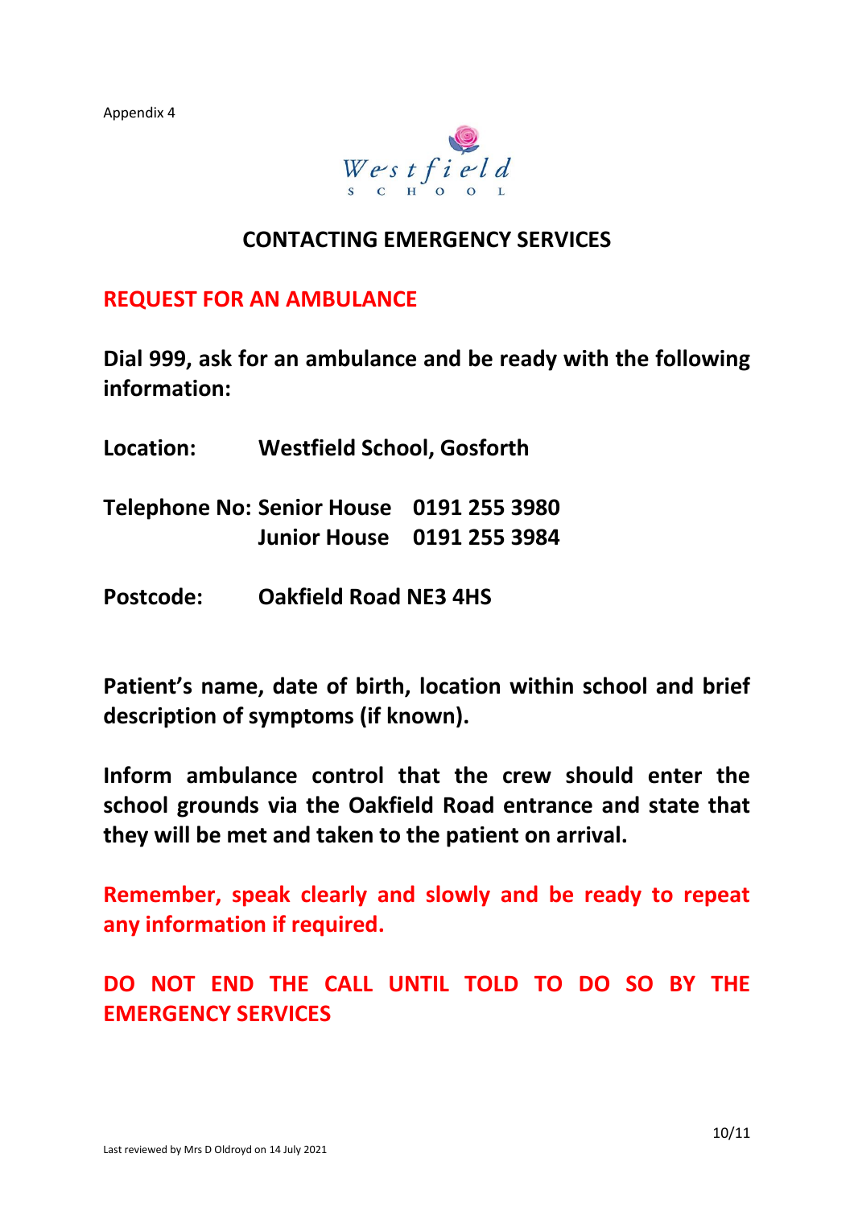Appendix 4

Westfield SCHOOL

## CONTACTING EMERGENCY SERVICES

### REQUEST FOR AN AMBULANCE

**Dial 999, ask for an ambulance and be ready with the following information:**

| | | |
|---|---|---|
| **Location:** | **Westfield School, Gosforth** | |
| **Telephone No:** | **Senior House** | **0191 255 3980** |
| | **Junior House** | **0191 255 3984** |
| **Postcode:** | **Oakfield Road NE3 4HS** | |

**Patient's name, date of birth, location within school and brief description of symptoms (if known).**

**Inform ambulance control that the crew should enter the school grounds via the Oakfield Road entrance and state that they will be met and taken to the patient on arrival.**

**Remember, speak clearly and slowly and be ready to repeat any information if required.**

**DO NOT END THE CALL UNTIL TOLD TO DO SO BY THE EMERGENCY SERVICES**

Last reviewed by Mrs D Oldroyd on 14 July 2021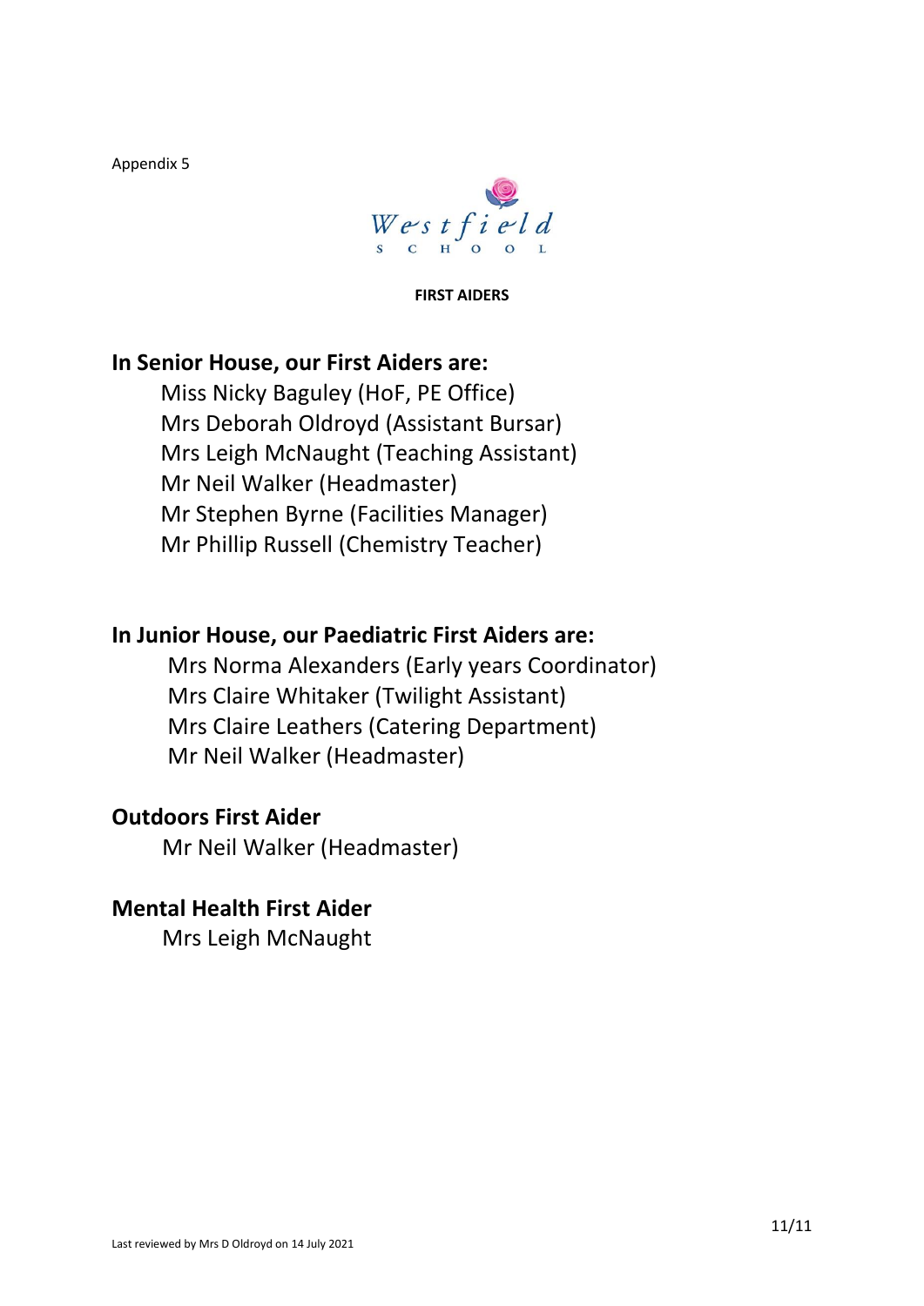Appendix 5

Westfield SCHOOL

**FIRST AIDERS**

## In Senior House, our First Aiders are:

Miss Nicky Baguley (HoF, PE Office)
Mrs Deborah Oldroyd (Assistant Bursar)
Mrs Leigh McNaught (Teaching Assistant)
Mr Neil Walker (Headmaster)
Mr Stephen Byrne (Facilities Manager)
Mr Phillip Russell (Chemistry Teacher)

## In Junior House, our Paediatric First Aiders are:

Mrs Norma Alexanders (Early years Coordinator)
Mrs Claire Whitaker (Twilight Assistant)
Mrs Claire Leathers (Catering Department)
Mr Neil Walker (Headmaster)

## Outdoors First Aider

Mr Neil Walker (Headmaster)

## Mental Health First Aider

Mrs Leigh McNaught

Last reviewed by Mrs D Oldroyd on 14 July 2021